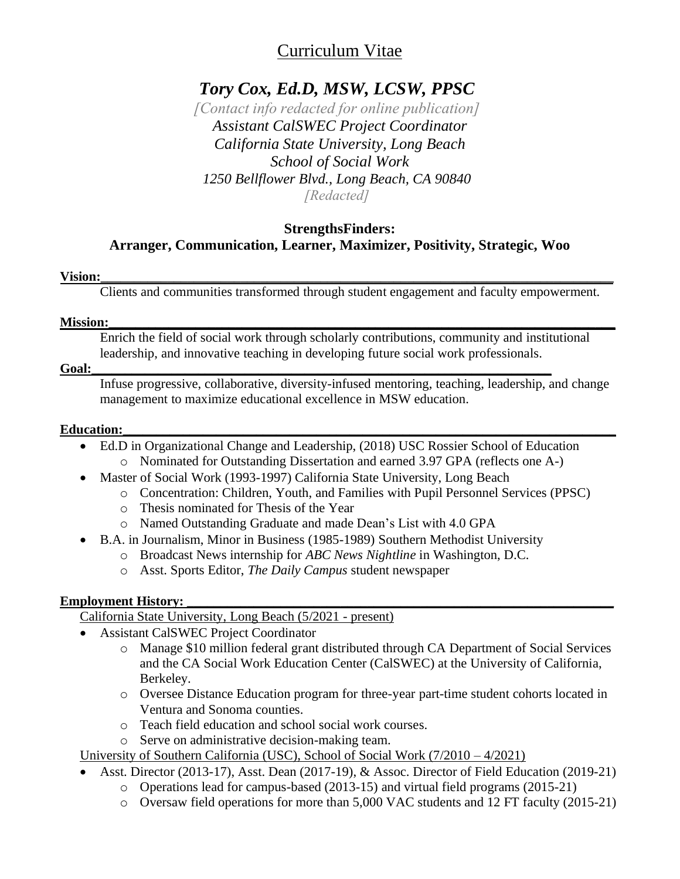# Curriculum Vitae

## *Tory Cox, Ed.D, MSW, LCSW, PPSC*

*[Contact info redacted for online publication]*
*Assistant CalSWEC Project Coordinator*
*California State University, Long Beach*
*School of Social Work*
*1250 Bellflower Blvd., Long Beach, CA 90840*
*[Redacted]*

**StrengthsFinders:**
**Arranger, Communication, Learner, Maximizer, Positivity, Strategic, Woo**

**Vision:**

Clients and communities transformed through student engagement and faculty empowerment.

**Mission:**

Enrich the field of social work through scholarly contributions, community and institutional leadership, and innovative teaching in developing future social work professionals.

**Goal:**

Infuse progressive, collaborative, diversity-infused mentoring, teaching, leadership, and change management to maximize educational excellence in MSW education.

**Education:**

- Ed.D in Organizational Change and Leadership, (2018) USC Rossier School of Education
  - Nominated for Outstanding Dissertation and earned 3.97 GPA (reflects one A-)
- Master of Social Work (1993-1997) California State University, Long Beach
  - Concentration: Children, Youth, and Families with Pupil Personnel Services (PPSC)
  - Thesis nominated for Thesis of the Year
  - Named Outstanding Graduate and made Dean's List with 4.0 GPA
- B.A. in Journalism, Minor in Business (1985-1989) Southern Methodist University
  - Broadcast News internship for *ABC News Nightline* in Washington, D.C.
  - Asst. Sports Editor, *The Daily Campus* student newspaper

**Employment History:**

California State University, Long Beach (5/2021 - present)

- Assistant CalSWEC Project Coordinator
  - Manage $10 million federal grant distributed through CA Department of Social Services and the CA Social Work Education Center (CalSWEC) at the University of California, Berkeley.
  - Oversee Distance Education program for three-year part-time student cohorts located in Ventura and Sonoma counties.
  - Teach field education and school social work courses.
  - Serve on administrative decision-making team.

University of Southern California (USC), School of Social Work (7/2010 – 4/2021)

- Asst. Director (2013-17), Asst. Dean (2017-19), & Assoc. Director of Field Education (2019-21)
  - Operations lead for campus-based (2013-15) and virtual field programs (2015-21)
  - Oversaw field operations for more than 5,000 VAC students and 12 FT faculty (2015-21)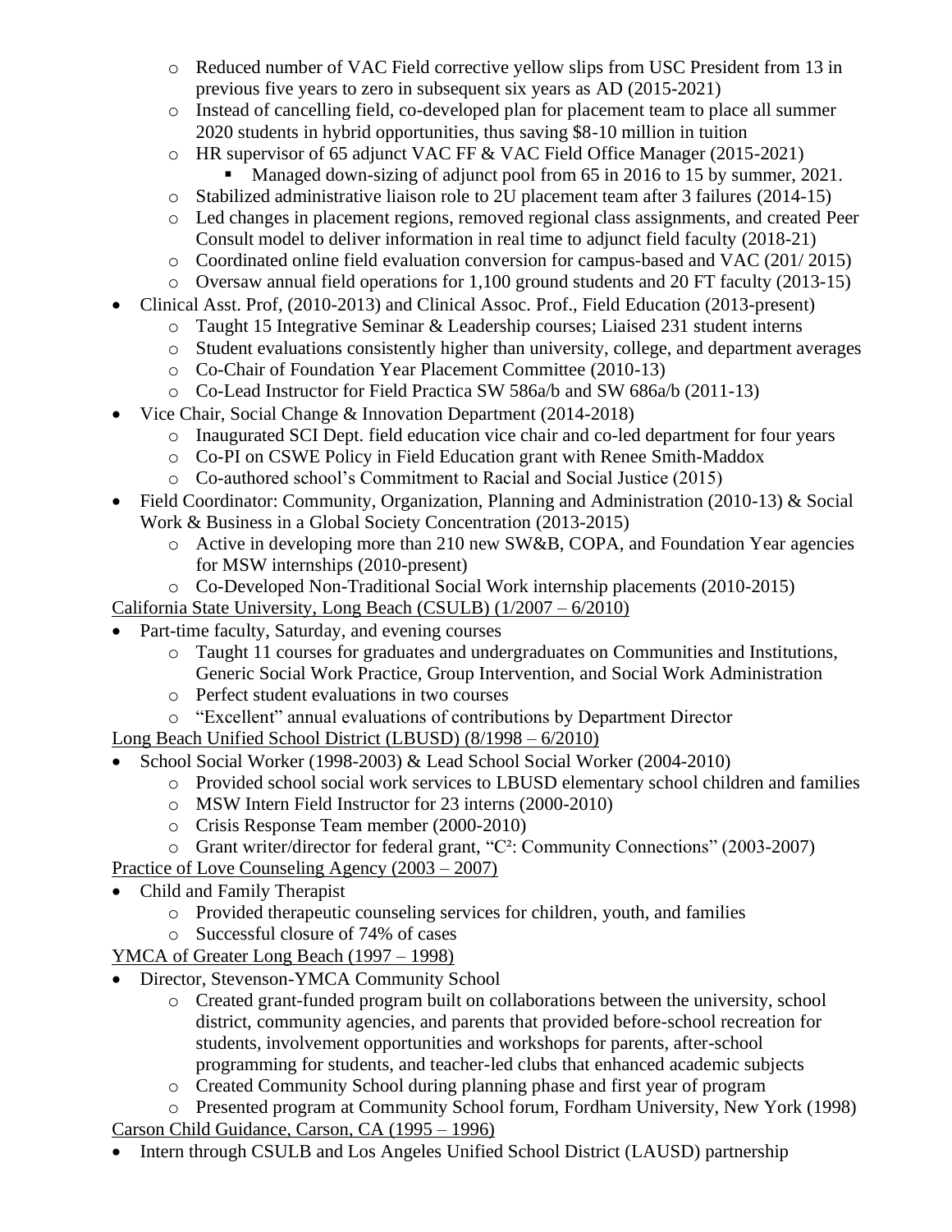- Reduced number of VAC Field corrective yellow slips from USC President from 13 in previous five years to zero in subsequent six years as AD (2015-2021)
  - Instead of cancelling field, co-developed plan for placement team to place all summer 2020 students in hybrid opportunities, thus saving $8-10 million in tuition
  - HR supervisor of 65 adjunct VAC FF & VAC Field Office Manager (2015-2021)
    - Managed down-sizing of adjunct pool from 65 in 2016 to 15 by summer, 2021.
  - Stabilized administrative liaison role to 2U placement team after 3 failures (2014-15)
  - Led changes in placement regions, removed regional class assignments, and created Peer Consult model to deliver information in real time to adjunct field faculty (2018-21)
  - Coordinated online field evaluation conversion for campus-based and VAC (201/ 2015)
  - Oversaw annual field operations for 1,100 ground students and 20 FT faculty (2013-15)
- Clinical Asst. Prof, (2010-2013) and Clinical Assoc. Prof., Field Education (2013-present)
  - Taught 15 Integrative Seminar & Leadership courses; Liaised 231 student interns
  - Student evaluations consistently higher than university, college, and department averages
  - Co-Chair of Foundation Year Placement Committee (2010-13)
  - Co-Lead Instructor for Field Practica SW 586a/b and SW 686a/b (2011-13)
- Vice Chair, Social Change & Innovation Department (2014-2018)
  - Inaugurated SCI Dept. field education vice chair and co-led department for four years
  - Co-PI on CSWE Policy in Field Education grant with Renee Smith-Maddox
  - Co-authored school's Commitment to Racial and Social Justice (2015)
- Field Coordinator: Community, Organization, Planning and Administration (2010-13) & Social Work & Business in a Global Society Concentration (2013-2015)
  - Active in developing more than 210 new SW&B, COPA, and Foundation Year agencies for MSW internships (2010-present)
  - Co-Developed Non-Traditional Social Work internship placements (2010-2015)

<u>California State University, Long Beach (CSULB) (1/2007 – 6/2010)</u>

- Part-time faculty, Saturday, and evening courses
  - Taught 11 courses for graduates and undergraduates on Communities and Institutions, Generic Social Work Practice, Group Intervention, and Social Work Administration
  - Perfect student evaluations in two courses
  - "Excellent" annual evaluations of contributions by Department Director

<u>Long Beach Unified School District (LBUSD) (8/1998 – 6/2010)</u>

- School Social Worker (1998-2003) & Lead School Social Worker (2004-2010)
  - Provided school social work services to LBUSD elementary school children and families
  - MSW Intern Field Instructor for 23 interns (2000-2010)
  - Crisis Response Team member (2000-2010)
  - Grant writer/director for federal grant, "C²: Community Connections" (2003-2007)

<u>Practice of Love Counseling Agency (2003 – 2007)</u>

- Child and Family Therapist
  - Provided therapeutic counseling services for children, youth, and families
  - Successful closure of 74% of cases

<u>YMCA of Greater Long Beach (1997 – 1998)</u>

- Director, Stevenson-YMCA Community School
  - Created grant-funded program built on collaborations between the university, school district, community agencies, and parents that provided before-school recreation for students, involvement opportunities and workshops for parents, after-school programming for students, and teacher-led clubs that enhanced academic subjects
  - Created Community School during planning phase and first year of program
  - Presented program at Community School forum, Fordham University, New York (1998)

<u>Carson Child Guidance, Carson, CA (1995 – 1996)</u>

- Intern through CSULB and Los Angeles Unified School District (LAUSD) partnership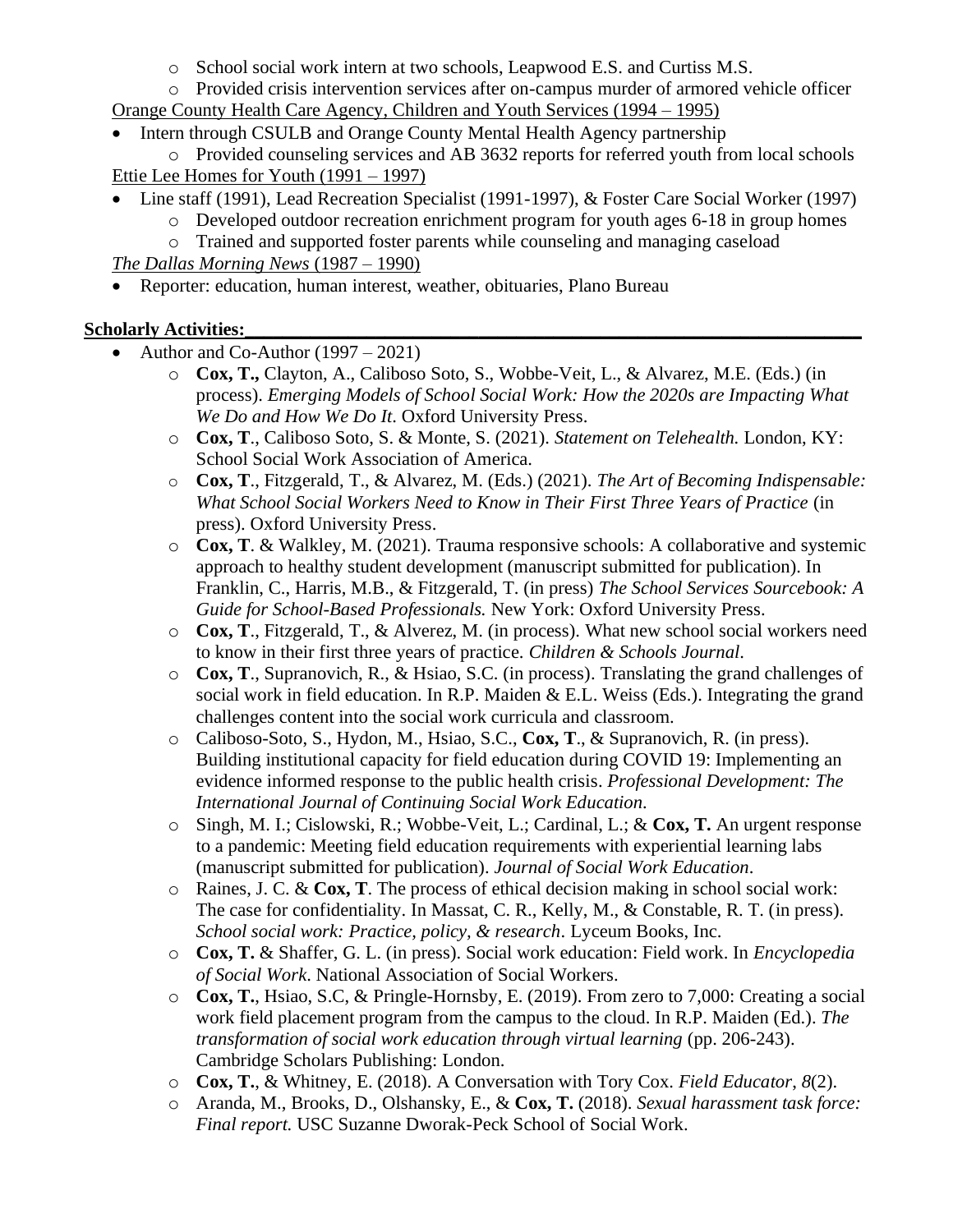- School social work intern at two schools, Leapwood E.S. and Curtiss M.S.
- Provided crisis intervention services after on-campus murder of armored vehicle officer

Orange County Health Care Agency, Children and Youth Services (1994 – 1995)

- Intern through CSULB and Orange County Mental Health Agency partnership
    - Provided counseling services and AB 3632 reports for referred youth from local schools

Ettie Lee Homes for Youth (1991 – 1997)

- Line staff (1991), Lead Recreation Specialist (1991-1997), & Foster Care Social Worker (1997)
    - Developed outdoor recreation enrichment program for youth ages 6-18 in group homes
    - Trained and supported foster parents while counseling and managing caseload

*The Dallas Morning News* (1987 – 1990)

- Reporter: education, human interest, weather, obituaries, Plano Bureau

**Scholarly Activities:**

- Author and Co-Author (1997 – 2021)
    - **Cox, T.,** Clayton, A., Caliboso Soto, S., Wobbe-Veit, L., & Alvarez, M.E. (Eds.) (in process). *Emerging Models of School Social Work: How the 2020s are Impacting What We Do and How We Do It.* Oxford University Press.
    - **Cox, T**., Caliboso Soto, S. & Monte, S. (2021). *Statement on Telehealth.* London, KY: School Social Work Association of America.
    - **Cox, T**., Fitzgerald, T., & Alvarez, M. (Eds.) (2021). *The Art of Becoming Indispensable: What School Social Workers Need to Know in Their First Three Years of Practice* (in press). Oxford University Press.
    - **Cox, T**. & Walkley, M. (2021). Trauma responsive schools: A collaborative and systemic approach to healthy student development (manuscript submitted for publication). In Franklin, C., Harris, M.B., & Fitzgerald, T. (in press) *The School Services Sourcebook: A Guide for School-Based Professionals.* New York: Oxford University Press.
    - **Cox, T**., Fitzgerald, T., & Alverez, M. (in process). What new school social workers need to know in their first three years of practice. *Children & Schools Journal*.
    - **Cox, T**., Supranovich, R., & Hsiao, S.C. (in process). Translating the grand challenges of social work in field education. In R.P. Maiden & E.L. Weiss (Eds.). Integrating the grand challenges content into the social work curricula and classroom.
    - Caliboso-Soto, S., Hydon, M., Hsiao, S.C., **Cox, T**., & Supranovich, R. (in press). Building institutional capacity for field education during COVID 19: Implementing an evidence informed response to the public health crisis. *Professional Development: The International Journal of Continuing Social Work Education*.
    - Singh, M. I.; Cislowski, R.; Wobbe-Veit, L.; Cardinal, L.; & **Cox, T.** An urgent response to a pandemic: Meeting field education requirements with experiential learning labs (manuscript submitted for publication). *Journal of Social Work Education*.
    - Raines, J. C. & **Cox, T**. The process of ethical decision making in school social work: The case for confidentiality. In Massat, C. R., Kelly, M., & Constable, R. T. (in press). *School social work: Practice, policy, & research*. Lyceum Books, Inc.
    - **Cox, T.** & Shaffer, G. L. (in press). Social work education: Field work. In *Encyclopedia of Social Work*. National Association of Social Workers.
    - **Cox, T.**, Hsiao, S.C, & Pringle-Hornsby, E. (2019). From zero to 7,000: Creating a social work field placement program from the campus to the cloud. In R.P. Maiden (Ed.). *The transformation of social work education through virtual learning* (pp. 206-243). Cambridge Scholars Publishing: London.
    - **Cox, T.**, & Whitney, E. (2018). A Conversation with Tory Cox. *Field Educator*, *8*(2).
    - Aranda, M., Brooks, D., Olshansky, E., & **Cox, T.** (2018). *Sexual harassment task force: Final report.* USC Suzanne Dworak-Peck School of Social Work.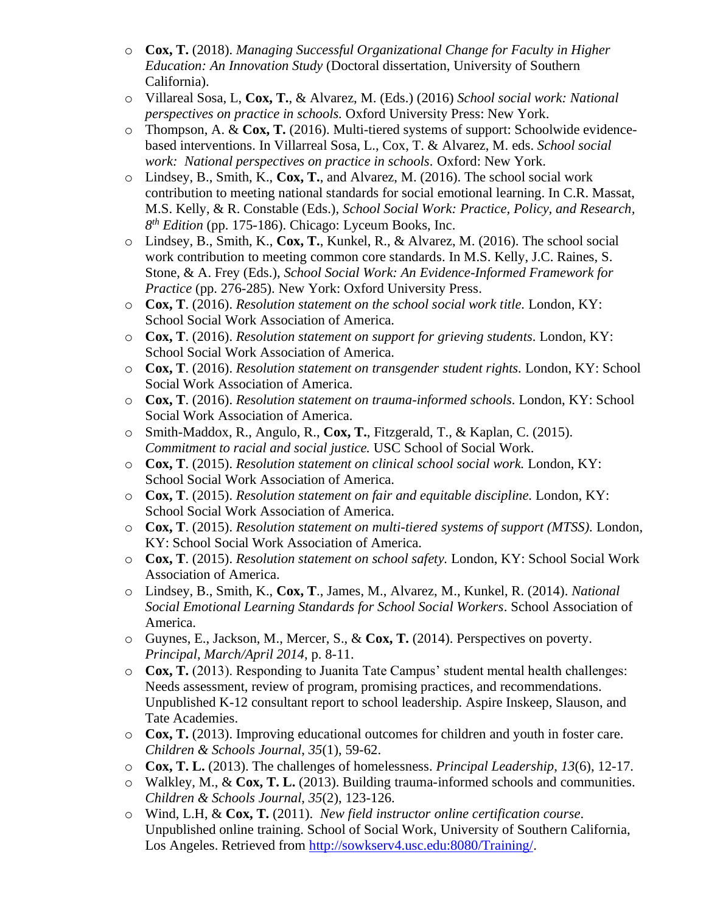- **Cox, T.** (2018). *Managing Successful Organizational Change for Faculty in Higher Education: An Innovation Study* (Doctoral dissertation, University of Southern California).
- Villareal Sosa, L, **Cox, T.**, & Alvarez, M. (Eds.) (2016) *School social work: National perspectives on practice in schools.* Oxford University Press: New York.
- Thompson, A. & **Cox, T.** (2016). Multi-tiered systems of support: Schoolwide evidence-based interventions. In Villarreal Sosa, L., Cox, T. & Alvarez, M. eds. *School social work: National perspectives on practice in schools*. Oxford: New York.
- Lindsey, B., Smith, K., **Cox, T.**, and Alvarez, M. (2016). The school social work contribution to meeting national standards for social emotional learning. In C.R. Massat, M.S. Kelly, & R. Constable (Eds.), *School Social Work: Practice, Policy, and Research, 8th Edition* (pp. 175-186). Chicago: Lyceum Books, Inc.
- Lindsey, B., Smith, K., **Cox, T.**, Kunkel, R., & Alvarez, M. (2016). The school social work contribution to meeting common core standards. In M.S. Kelly, J.C. Raines, S. Stone, & A. Frey (Eds.), *School Social Work: An Evidence-Informed Framework for Practice* (pp. 276-285). New York: Oxford University Press.
- **Cox, T**. (2016). *Resolution statement on the school social work title.* London, KY: School Social Work Association of America.
- **Cox, T**. (2016). *Resolution statement on support for grieving students*. London, KY: School Social Work Association of America.
- **Cox, T**. (2016). *Resolution statement on transgender student rights.* London, KY: School Social Work Association of America.
- **Cox, T**. (2016). *Resolution statement on trauma-informed schools.* London, KY: School Social Work Association of America.
- Smith-Maddox, R., Angulo, R., **Cox, T.**, Fitzgerald, T., & Kaplan, C. (2015). *Commitment to racial and social justice.* USC School of Social Work.
- **Cox, T**. (2015). *Resolution statement on clinical school social work.* London, KY: School Social Work Association of America.
- **Cox, T**. (2015). *Resolution statement on fair and equitable discipline.* London, KY: School Social Work Association of America.
- **Cox, T**. (2015). *Resolution statement on multi-tiered systems of support (MTSS).* London, KY: School Social Work Association of America.
- **Cox, T**. (2015). *Resolution statement on school safety.* London, KY: School Social Work Association of America.
- Lindsey, B., Smith, K., **Cox, T**., James, M., Alvarez, M., Kunkel, R. (2014). *National Social Emotional Learning Standards for School Social Workers*. School Association of America.
- Guynes, E., Jackson, M., Mercer, S., & **Cox, T.** (2014). Perspectives on poverty. *Principal*, *March/April 2014*, p. 8-11.
- **Cox, T.** (2013). Responding to Juanita Tate Campus' student mental health challenges: Needs assessment, review of program, promising practices, and recommendations. Unpublished K-12 consultant report to school leadership. Aspire Inskeep, Slauson, and Tate Academies.
- **Cox, T.** (2013). Improving educational outcomes for children and youth in foster care. *Children & Schools Journal*, *35*(1), 59-62.
- **Cox, T. L.** (2013). The challenges of homelessness. *Principal Leadership*, *13*(6), 12-17.
- Walkley, M., & **Cox, T. L.** (2013). Building trauma-informed schools and communities. *Children & Schools Journal*, *35*(2), 123-126.
- Wind, L.H, & **Cox, T.** (2011). *New field instructor online certification course.* Unpublished online training. School of Social Work, University of Southern California, Los Angeles. Retrieved from http://sowkserv4.usc.edu:8080/Training/.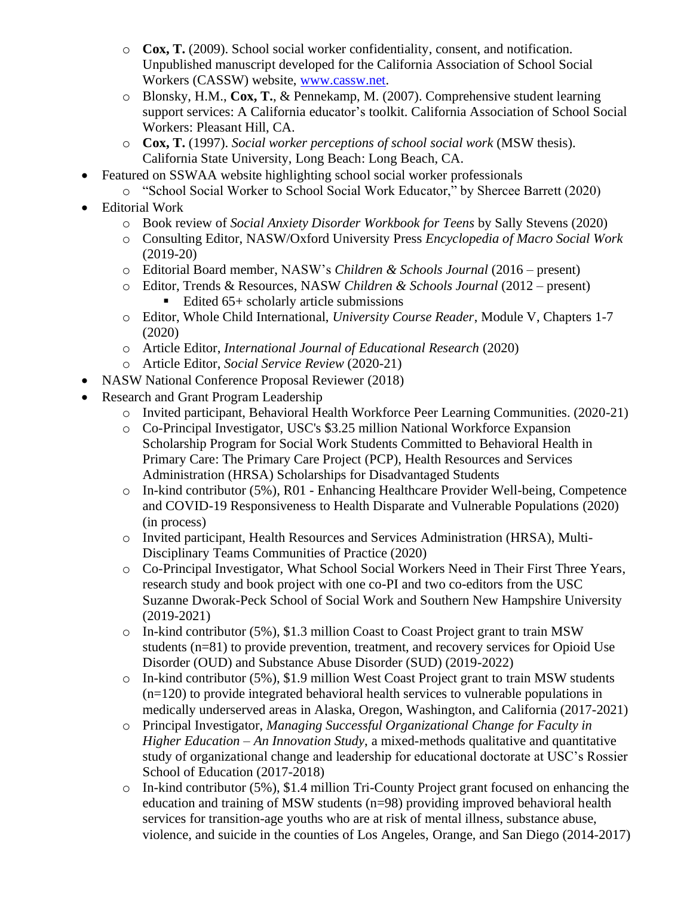- **Cox, T.** (2009). School social worker confidentiality, consent, and notification. Unpublished manuscript developed for the California Association of School Social Workers (CASSW) website, [www.cassw.net](http://www.cassw.net).
  - Blonsky, H.M., **Cox, T.**, & Pennekamp, M. (2007). Comprehensive student learning support services: A California educator's toolkit. California Association of School Social Workers: Pleasant Hill, CA.
  - **Cox, T.** (1997). *Social worker perceptions of school social work* (MSW thesis). California State University, Long Beach: Long Beach, CA.
- Featured on SSWAA website highlighting school social worker professionals
  - "School Social Worker to School Social Work Educator," by Shercee Barrett (2020)
- Editorial Work
  - Book review of *Social Anxiety Disorder Workbook for Teens* by Sally Stevens (2020)
  - Consulting Editor, NASW/Oxford University Press *Encyclopedia of Macro Social Work* (2019-20)
  - Editorial Board member, NASW's *Children & Schools Journal* (2016 – present)
  - Editor, Trends & Resources, NASW *Children & Schools Journal* (2012 – present)
    - Edited 65+ scholarly article submissions
  - Editor, Whole Child International, *University Course Reader*, Module V, Chapters 1-7 (2020)
  - Article Editor, *International Journal of Educational Research* (2020)
  - Article Editor, *Social Service Review* (2020-21)
- NASW National Conference Proposal Reviewer (2018)
- Research and Grant Program Leadership
  - Invited participant, Behavioral Health Workforce Peer Learning Communities. (2020-21)
  - Co-Principal Investigator, USC's $3.25 million National Workforce Expansion Scholarship Program for Social Work Students Committed to Behavioral Health in Primary Care: The Primary Care Project (PCP), Health Resources and Services Administration (HRSA) Scholarships for Disadvantaged Students
  - In-kind contributor (5%), R01 - Enhancing Healthcare Provider Well-being, Competence and COVID-19 Responsiveness to Health Disparate and Vulnerable Populations (2020) (in process)
  - Invited participant, Health Resources and Services Administration (HRSA), Multi-Disciplinary Teams Communities of Practice (2020)
  - Co-Principal Investigator, What School Social Workers Need in Their First Three Years, research study and book project with one co-PI and two co-editors from the USC Suzanne Dworak-Peck School of Social Work and Southern New Hampshire University (2019-2021)
  - In-kind contributor (5%), $1.3 million Coast to Coast Project grant to train MSW students (n=81) to provide prevention, treatment, and recovery services for Opioid Use Disorder (OUD) and Substance Abuse Disorder (SUD) (2019-2022)
  - In-kind contributor (5%), $1.9 million West Coast Project grant to train MSW students (n=120) to provide integrated behavioral health services to vulnerable populations in medically underserved areas in Alaska, Oregon, Washington, and California (2017-2021)
  - Principal Investigator, *Managing Successful Organizational Change for Faculty in Higher Education – An Innovation Study*, a mixed-methods qualitative and quantitative study of organizational change and leadership for educational doctorate at USC's Rossier School of Education (2017-2018)
  - In-kind contributor (5%), $1.4 million Tri-County Project grant focused on enhancing the education and training of MSW students (n=98) providing improved behavioral health services for transition-age youths who are at risk of mental illness, substance abuse, violence, and suicide in the counties of Los Angeles, Orange, and San Diego (2014-2017)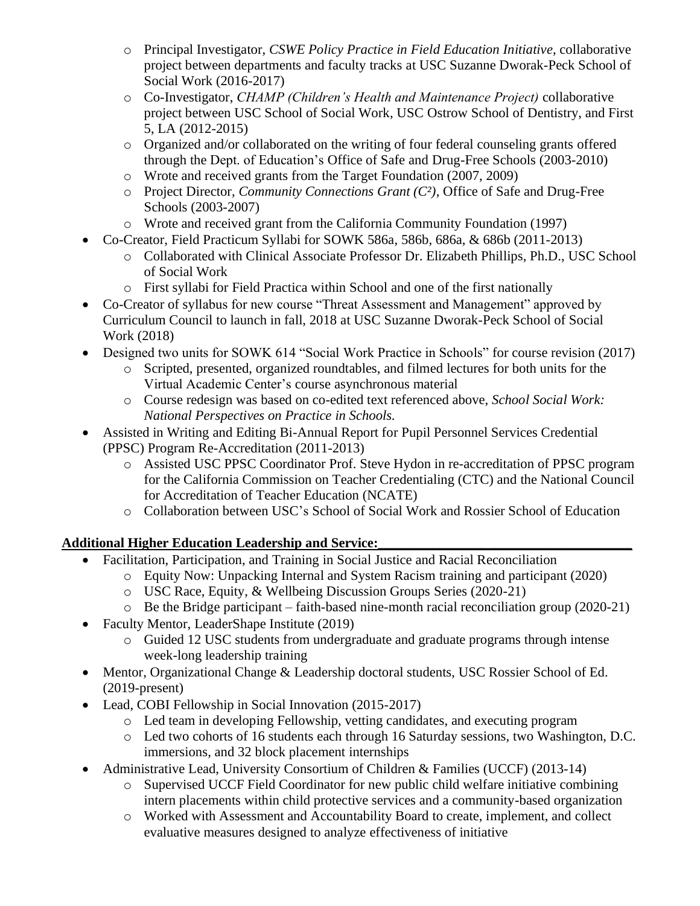- Principal Investigator, *CSWE Policy Practice in Field Education Initiative*, collaborative project between departments and faculty tracks at USC Suzanne Dworak-Peck School of Social Work (2016-2017)
  - Co-Investigator, *CHAMP (Children's Health and Maintenance Project)* collaborative project between USC School of Social Work, USC Ostrow School of Dentistry, and First 5, LA (2012-2015)
  - Organized and/or collaborated on the writing of four federal counseling grants offered through the Dept. of Education's Office of Safe and Drug-Free Schools (2003-2010)
  - Wrote and received grants from the Target Foundation (2007, 2009)
  - Project Director, *Community Connections Grant ($C^2$)*, Office of Safe and Drug-Free Schools (2003-2007)
  - Wrote and received grant from the California Community Foundation (1997)
- Co-Creator, Field Practicum Syllabi for SOWK 586a, 586b, 686a, & 686b (2011-2013)
  - Collaborated with Clinical Associate Professor Dr. Elizabeth Phillips, Ph.D., USC School of Social Work
  - First syllabi for Field Practica within School and one of the first nationally
- Co-Creator of syllabus for new course "Threat Assessment and Management" approved by Curriculum Council to launch in fall, 2018 at USC Suzanne Dworak-Peck School of Social Work (2018)
- Designed two units for SOWK 614 "Social Work Practice in Schools" for course revision (2017)
  - Scripted, presented, organized roundtables, and filmed lectures for both units for the Virtual Academic Center's course asynchronous material
  - Course redesign was based on co-edited text referenced above, *School Social Work: National Perspectives on Practice in Schools.*
- Assisted in Writing and Editing Bi-Annual Report for Pupil Personnel Services Credential (PPSC) Program Re-Accreditation (2011-2013)
  - Assisted USC PPSC Coordinator Prof. Steve Hydon in re-accreditation of PPSC program for the California Commission on Teacher Credentialing (CTC) and the National Council for Accreditation of Teacher Education (NCATE)
  - Collaboration between USC's School of Social Work and Rossier School of Education

**Additional Higher Education Leadership and Service:**

- Facilitation, Participation, and Training in Social Justice and Racial Reconciliation
  - Equity Now: Unpacking Internal and System Racism training and participant (2020)
  - USC Race, Equity, & Wellbeing Discussion Groups Series (2020-21)
  - Be the Bridge participant – faith-based nine-month racial reconciliation group (2020-21)
- Faculty Mentor, LeaderShape Institute (2019)
  - Guided 12 USC students from undergraduate and graduate programs through intense week-long leadership training
- Mentor, Organizational Change & Leadership doctoral students, USC Rossier School of Ed. (2019-present)
- Lead, COBI Fellowship in Social Innovation (2015-2017)
  - Led team in developing Fellowship, vetting candidates, and executing program
  - Led two cohorts of 16 students each through 16 Saturday sessions, two Washington, D.C. immersions, and 32 block placement internships
- Administrative Lead, University Consortium of Children & Families (UCCF) (2013-14)
  - Supervised UCCF Field Coordinator for new public child welfare initiative combining intern placements within child protective services and a community-based organization
  - Worked with Assessment and Accountability Board to create, implement, and collect evaluative measures designed to analyze effectiveness of initiative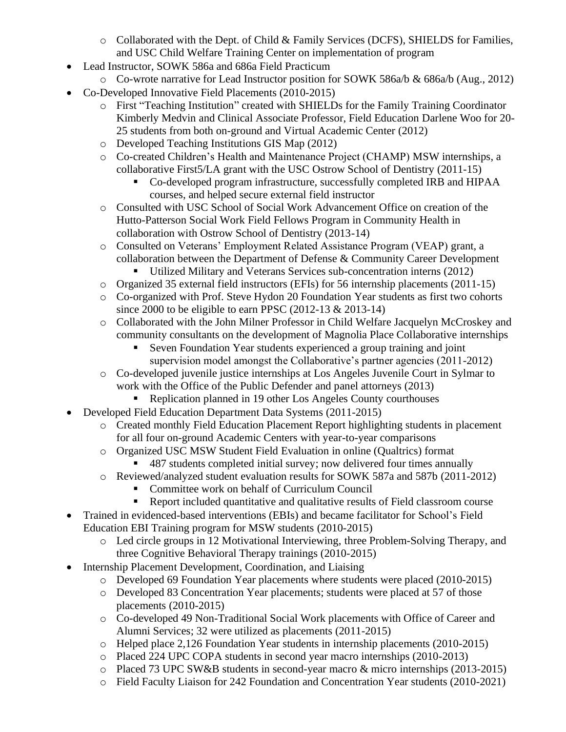- Collaborated with the Dept. of Child & Family Services (DCFS), SHIELDS for Families, and USC Child Welfare Training Center on implementation of program
- Lead Instructor, SOWK 586a and 686a Field Practicum
  - Co-wrote narrative for Lead Instructor position for SOWK 586a/b & 686a/b (Aug., 2012)
- Co-Developed Innovative Field Placements (2010-2015)
  - First "Teaching Institution" created with SHIELDs for the Family Training Coordinator Kimberly Medvin and Clinical Associate Professor, Field Education Darlene Woo for 20-25 students from both on-ground and Virtual Academic Center (2012)
  - Developed Teaching Institutions GIS Map (2012)
  - Co-created Children's Health and Maintenance Project (CHAMP) MSW internships, a collaborative First5/LA grant with the USC Ostrow School of Dentistry (2011-15)
    - Co-developed program infrastructure, successfully completed IRB and HIPAA courses, and helped secure external field instructor
  - Consulted with USC School of Social Work Advancement Office on creation of the Hutto-Patterson Social Work Field Fellows Program in Community Health in collaboration with Ostrow School of Dentistry (2013-14)
  - Consulted on Veterans' Employment Related Assistance Program (VEAP) grant, a collaboration between the Department of Defense & Community Career Development
    - Utilized Military and Veterans Services sub-concentration interns (2012)
  - Organized 35 external field instructors (EFIs) for 56 internship placements (2011-15)
  - Co-organized with Prof. Steve Hydon 20 Foundation Year students as first two cohorts since 2000 to be eligible to earn PPSC (2012-13 & 2013-14)
  - Collaborated with the John Milner Professor in Child Welfare Jacquelyn McCroskey and community consultants on the development of Magnolia Place Collaborative internships
    - Seven Foundation Year students experienced a group training and joint supervision model amongst the Collaborative's partner agencies (2011-2012)
  - Co-developed juvenile justice internships at Los Angeles Juvenile Court in Sylmar to work with the Office of the Public Defender and panel attorneys (2013)
    - Replication planned in 19 other Los Angeles County courthouses
- Developed Field Education Department Data Systems (2011-2015)
  - Created monthly Field Education Placement Report highlighting students in placement for all four on-ground Academic Centers with year-to-year comparisons
  - Organized USC MSW Student Field Evaluation in online (Qualtrics) format
    - 487 students completed initial survey; now delivered four times annually
  - Reviewed/analyzed student evaluation results for SOWK 587a and 587b (2011-2012)
    - Committee work on behalf of Curriculum Council
    - Report included quantitative and qualitative results of Field classroom course
- Trained in evidenced-based interventions (EBIs) and became facilitator for School's Field Education EBI Training program for MSW students (2010-2015)
  - Led circle groups in 12 Motivational Interviewing, three Problem-Solving Therapy, and three Cognitive Behavioral Therapy trainings (2010-2015)
- Internship Placement Development, Coordination, and Liaising
  - Developed 69 Foundation Year placements where students were placed (2010-2015)
  - Developed 83 Concentration Year placements; students were placed at 57 of those placements (2010-2015)
  - Co-developed 49 Non-Traditional Social Work placements with Office of Career and Alumni Services; 32 were utilized as placements (2011-2015)
  - Helped place 2,126 Foundation Year students in internship placements (2010-2015)
  - Placed 224 UPC COPA students in second year macro internships (2010-2013)
  - Placed 73 UPC SW&B students in second-year macro & micro internships (2013-2015)
  - Field Faculty Liaison for 242 Foundation and Concentration Year students (2010-2021)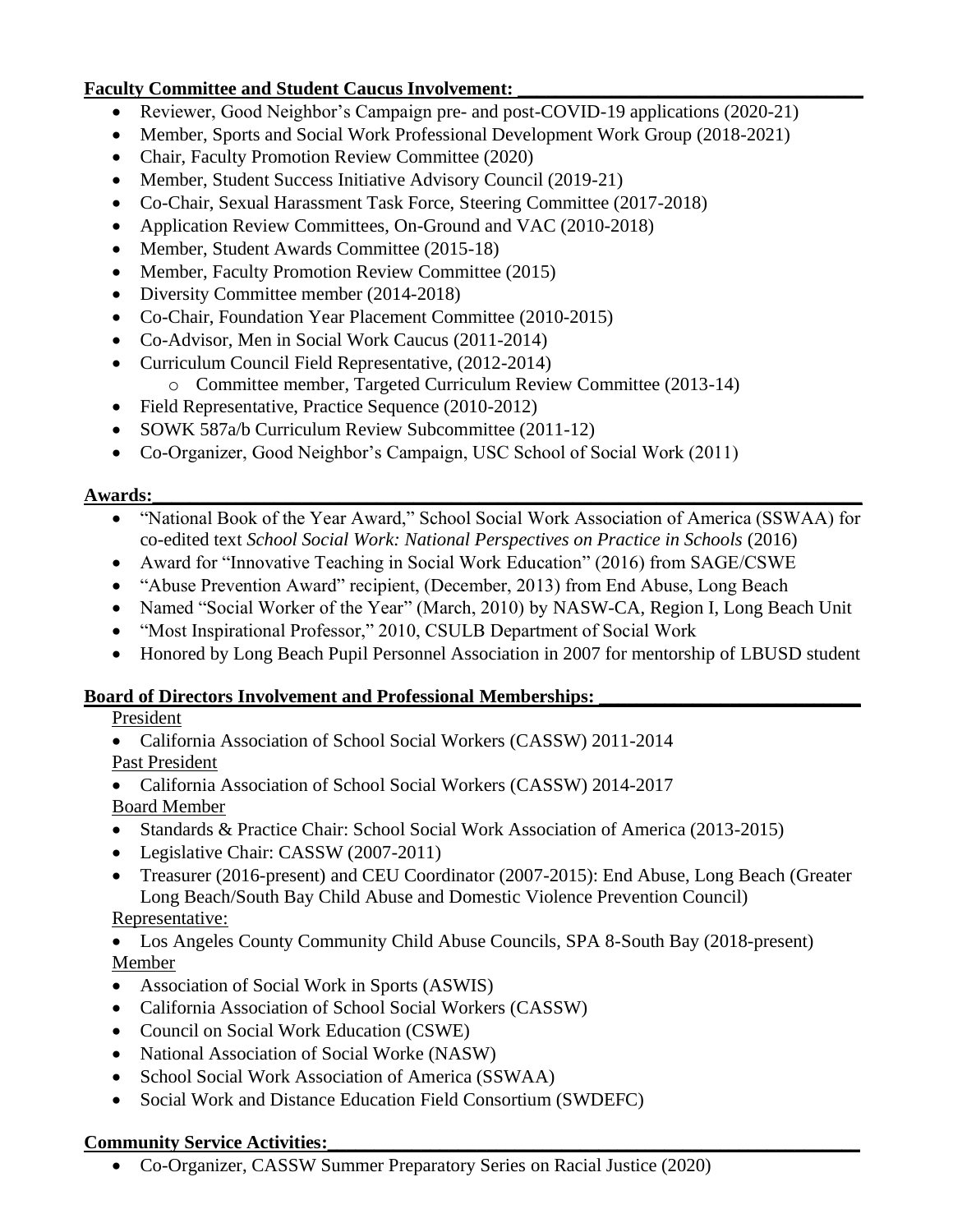**Faculty Committee and Student Caucus Involvement:**

- Reviewer, Good Neighbor's Campaign pre- and post-COVID-19 applications (2020-21)
- Member, Sports and Social Work Professional Development Work Group (2018-2021)
- Chair, Faculty Promotion Review Committee (2020)
- Member, Student Success Initiative Advisory Council (2019-21)
- Co-Chair, Sexual Harassment Task Force, Steering Committee (2017-2018)
- Application Review Committees, On-Ground and VAC (2010-2018)
- Member, Student Awards Committee (2015-18)
- Member, Faculty Promotion Review Committee (2015)
- Diversity Committee member (2014-2018)
- Co-Chair, Foundation Year Placement Committee (2010-2015)
- Co-Advisor, Men in Social Work Caucus (2011-2014)
- Curriculum Council Field Representative, (2012-2014)
  - Committee member, Targeted Curriculum Review Committee (2013-14)
- Field Representative, Practice Sequence (2010-2012)
- SOWK 587a/b Curriculum Review Subcommittee (2011-12)
- Co-Organizer, Good Neighbor's Campaign, USC School of Social Work (2011)

**Awards:**

- "National Book of the Year Award," School Social Work Association of America (SSWAA) for co-edited text *School Social Work: National Perspectives on Practice in Schools* (2016)
- Award for "Innovative Teaching in Social Work Education" (2016) from SAGE/CSWE
- "Abuse Prevention Award" recipient, (December, 2013) from End Abuse, Long Beach
- Named "Social Worker of the Year" (March, 2010) by NASW-CA, Region I, Long Beach Unit
- "Most Inspirational Professor," 2010, CSULB Department of Social Work
- Honored by Long Beach Pupil Personnel Association in 2007 for mentorship of LBUSD student

**Board of Directors Involvement and Professional Memberships:**

President

- California Association of School Social Workers (CASSW) 2011-2014

Past President

- California Association of School Social Workers (CASSW) 2014-2017

Board Member

- Standards & Practice Chair: School Social Work Association of America (2013-2015)
- Legislative Chair: CASSW (2007-2011)
- Treasurer (2016-present) and CEU Coordinator (2007-2015): End Abuse, Long Beach (Greater Long Beach/South Bay Child Abuse and Domestic Violence Prevention Council)

Representative:

- Los Angeles County Community Child Abuse Councils, SPA 8-South Bay (2018-present)

Member

- Association of Social Work in Sports (ASWIS)
- California Association of School Social Workers (CASSW)
- Council on Social Work Education (CSWE)
- National Association of Social Worke (NASW)
- School Social Work Association of America (SSWAA)
- Social Work and Distance Education Field Consortium (SWDEFC)

**Community Service Activities:**

- Co-Organizer, CASSW Summer Preparatory Series on Racial Justice (2020)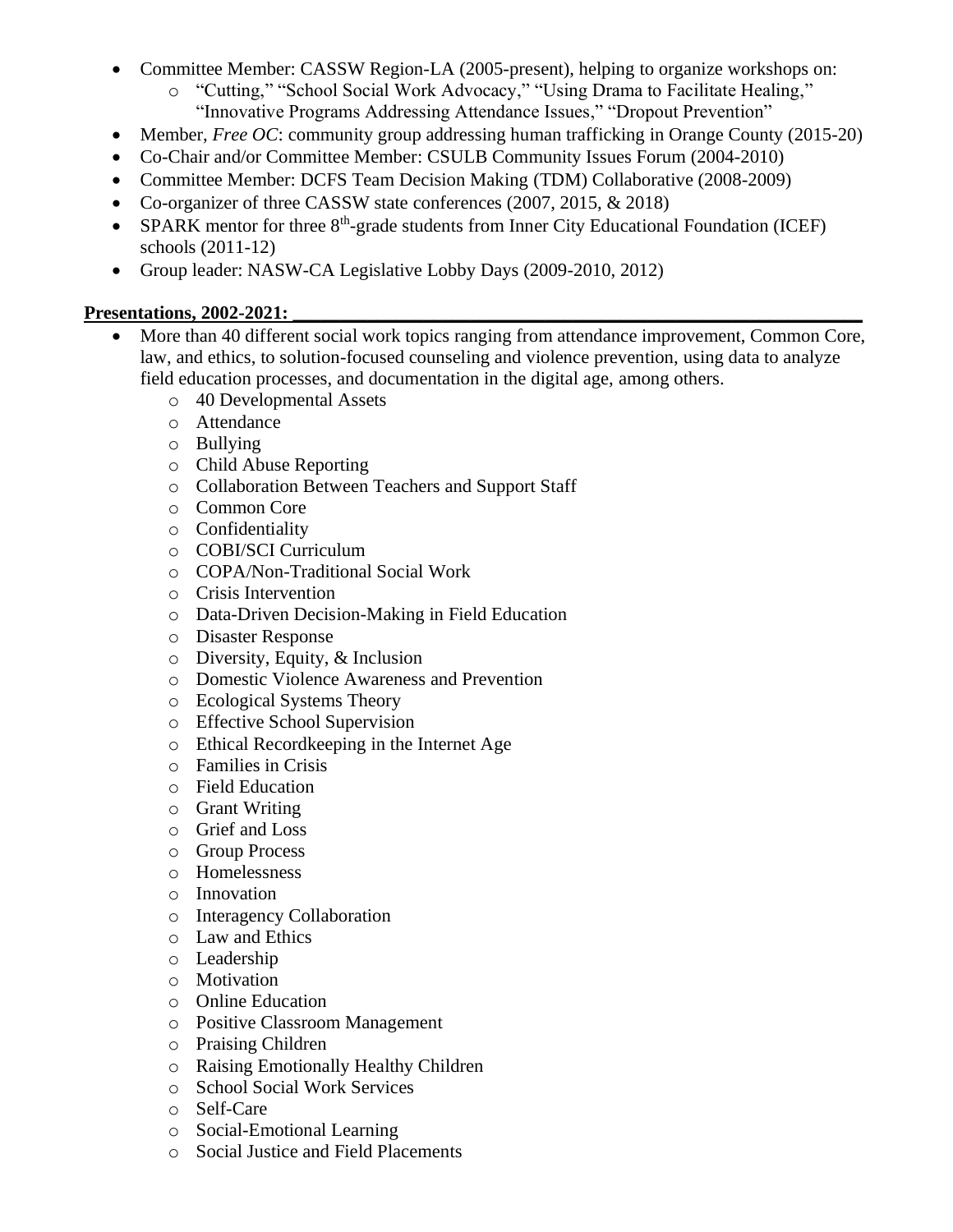- Committee Member: CASSW Region-LA (2005-present), helping to organize workshops on:
    - "Cutting," "School Social Work Advocacy," "Using Drama to Facilitate Healing," "Innovative Programs Addressing Attendance Issues," "Dropout Prevention"
- Member, *Free OC*: community group addressing human trafficking in Orange County (2015-20)
- Co-Chair and/or Committee Member: CSULB Community Issues Forum (2004-2010)
- Committee Member: DCFS Team Decision Making (TDM) Collaborative (2008-2009)
- Co-organizer of three CASSW state conferences (2007, 2015, & 2018)
- SPARK mentor for three 8th-grade students from Inner City Educational Foundation (ICEF) schools (2011-12)
- Group leader: NASW-CA Legislative Lobby Days (2009-2010, 2012)

**Presentations, 2002-2021:**

- More than 40 different social work topics ranging from attendance improvement, Common Core, law, and ethics, to solution-focused counseling and violence prevention, using data to analyze field education processes, and documentation in the digital age, among others.
    - 40 Developmental Assets
    - Attendance
    - Bullying
    - Child Abuse Reporting
    - Collaboration Between Teachers and Support Staff
    - Common Core
    - Confidentiality
    - COBI/SCI Curriculum
    - COPA/Non-Traditional Social Work
    - Crisis Intervention
    - Data-Driven Decision-Making in Field Education
    - Disaster Response
    - Diversity, Equity, & Inclusion
    - Domestic Violence Awareness and Prevention
    - Ecological Systems Theory
    - Effective School Supervision
    - Ethical Recordkeeping in the Internet Age
    - Families in Crisis
    - Field Education
    - Grant Writing
    - Grief and Loss
    - Group Process
    - Homelessness
    - Innovation
    - Interagency Collaboration
    - Law and Ethics
    - Leadership
    - Motivation
    - Online Education
    - Positive Classroom Management
    - Praising Children
    - Raising Emotionally Healthy Children
    - School Social Work Services
    - Self-Care
    - Social-Emotional Learning
    - Social Justice and Field Placements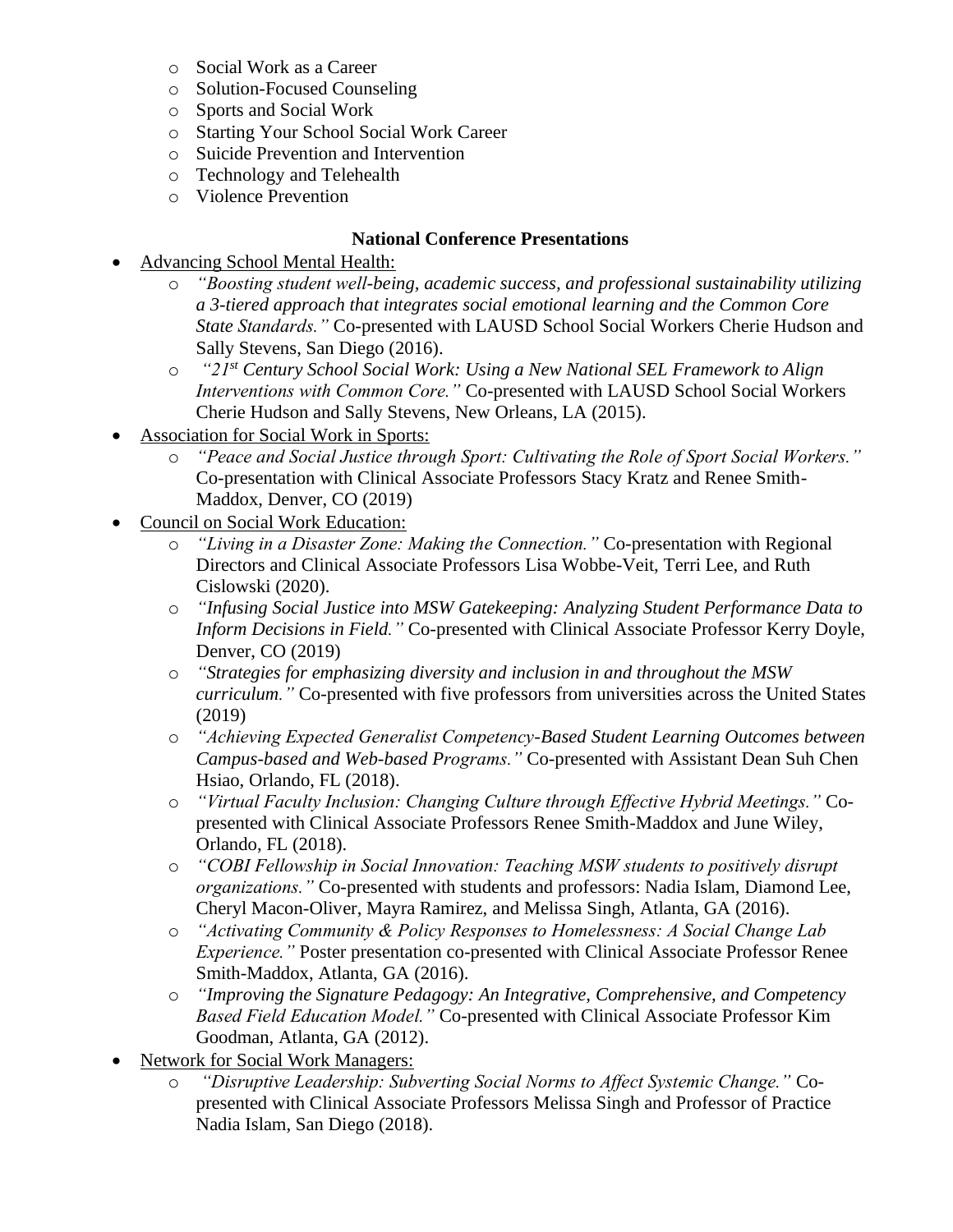- Social Work as a Career
- Solution-Focused Counseling
- Sports and Social Work
- Starting Your School Social Work Career
- Suicide Prevention and Intervention
- Technology and Telehealth
- Violence Prevention

**National Conference Presentations**

- Advancing School Mental Health:
  - *"Boosting student well-being, academic success, and professional sustainability utilizing a 3-tiered approach that integrates social emotional learning and the Common Core State Standards."* Co-presented with LAUSD School Social Workers Cherie Hudson and Sally Stevens, San Diego (2016).
  - *"21st Century School Social Work: Using a New National SEL Framework to Align Interventions with Common Core."* Co-presented with LAUSD School Social Workers Cherie Hudson and Sally Stevens, New Orleans, LA (2015).
- Association for Social Work in Sports:
  - *"Peace and Social Justice through Sport: Cultivating the Role of Sport Social Workers."* Co-presentation with Clinical Associate Professors Stacy Kratz and Renee Smith-Maddox, Denver, CO (2019)
- Council on Social Work Education:
  - *"Living in a Disaster Zone: Making the Connection."* Co-presentation with Regional Directors and Clinical Associate Professors Lisa Wobbe-Veit, Terri Lee, and Ruth Cislowski (2020).
  - *"Infusing Social Justice into MSW Gatekeeping: Analyzing Student Performance Data to Inform Decisions in Field."* Co-presented with Clinical Associate Professor Kerry Doyle, Denver, CO (2019)
  - *"Strategies for emphasizing diversity and inclusion in and throughout the MSW curriculum."* Co-presented with five professors from universities across the United States (2019)
  - *"Achieving Expected Generalist Competency-Based Student Learning Outcomes between Campus-based and Web-based Programs."* Co-presented with Assistant Dean Suh Chen Hsiao, Orlando, FL (2018).
  - *"Virtual Faculty Inclusion: Changing Culture through Effective Hybrid Meetings."* Co-presented with Clinical Associate Professors Renee Smith-Maddox and June Wiley, Orlando, FL (2018).
  - *"COBI Fellowship in Social Innovation: Teaching MSW students to positively disrupt organizations."* Co-presented with students and professors: Nadia Islam, Diamond Lee, Cheryl Macon-Oliver, Mayra Ramirez, and Melissa Singh, Atlanta, GA (2016).
  - *"Activating Community & Policy Responses to Homelessness: A Social Change Lab Experience."* Poster presentation co-presented with Clinical Associate Professor Renee Smith-Maddox, Atlanta, GA (2016).
  - *"Improving the Signature Pedagogy: An Integrative, Comprehensive, and Competency Based Field Education Model."* Co-presented with Clinical Associate Professor Kim Goodman, Atlanta, GA (2012).
- Network for Social Work Managers:
  - *"Disruptive Leadership: Subverting Social Norms to Affect Systemic Change."* Co-presented with Clinical Associate Professors Melissa Singh and Professor of Practice Nadia Islam, San Diego (2018).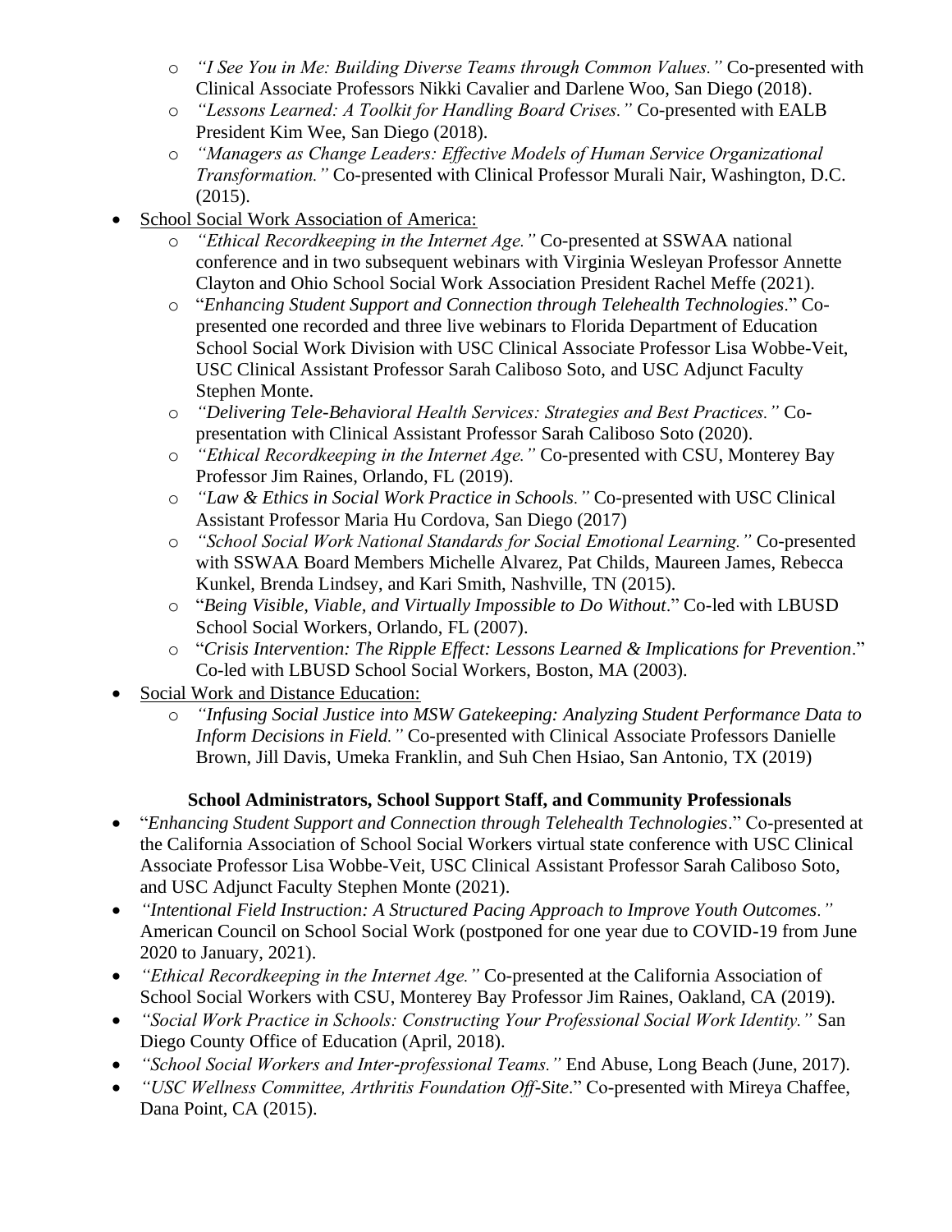- *"I See You in Me: Building Diverse Teams through Common Values."* Co-presented with Clinical Associate Professors Nikki Cavalier and Darlene Woo, San Diego (2018).
- *"Lessons Learned: A Toolkit for Handling Board Crises."* Co-presented with EALB President Kim Wee, San Diego (2018).
- *"Managers as Change Leaders: Effective Models of Human Service Organizational Transformation."* Co-presented with Clinical Professor Murali Nair, Washington, D.C. (2015).

- School Social Work Association of America:
  - *"Ethical Recordkeeping in the Internet Age."* Co-presented at SSWAA national conference and in two subsequent webinars with Virginia Wesleyan Professor Annette Clayton and Ohio School Social Work Association President Rachel Meffe (2021).
  - "*Enhancing Student Support and Connection through Telehealth Technologies*." Co-presented one recorded and three live webinars to Florida Department of Education School Social Work Division with USC Clinical Associate Professor Lisa Wobbe-Veit, USC Clinical Assistant Professor Sarah Caliboso Soto, and USC Adjunct Faculty Stephen Monte.
  - *"Delivering Tele-Behavioral Health Services: Strategies and Best Practices."* Co-presentation with Clinical Assistant Professor Sarah Caliboso Soto (2020).
  - *"Ethical Recordkeeping in the Internet Age."* Co-presented with CSU, Monterey Bay Professor Jim Raines, Orlando, FL (2019).
  - *"Law & Ethics in Social Work Practice in Schools."* Co-presented with USC Clinical Assistant Professor Maria Hu Cordova, San Diego (2017)
  - *"School Social Work National Standards for Social Emotional Learning."* Co-presented with SSWAA Board Members Michelle Alvarez, Pat Childs, Maureen James, Rebecca Kunkel, Brenda Lindsey, and Kari Smith, Nashville, TN (2015).
  - "*Being Visible, Viable, and Virtually Impossible to Do Without*." Co-led with LBUSD School Social Workers, Orlando, FL (2007).
  - "*Crisis Intervention: The Ripple Effect: Lessons Learned & Implications for Prevention*." Co-led with LBUSD School Social Workers, Boston, MA (2003).
- Social Work and Distance Education:
  - *"Infusing Social Justice into MSW Gatekeeping: Analyzing Student Performance Data to Inform Decisions in Field."* Co-presented with Clinical Associate Professors Danielle Brown, Jill Davis, Umeka Franklin, and Suh Chen Hsiao, San Antonio, TX (2019)

**School Administrators, School Support Staff, and Community Professionals**

- "*Enhancing Student Support and Connection through Telehealth Technologies*." Co-presented at the California Association of School Social Workers virtual state conference with USC Clinical Associate Professor Lisa Wobbe-Veit, USC Clinical Assistant Professor Sarah Caliboso Soto, and USC Adjunct Faculty Stephen Monte (2021).
- *"Intentional Field Instruction: A Structured Pacing Approach to Improve Youth Outcomes."* American Council on School Social Work (postponed for one year due to COVID-19 from June 2020 to January, 2021).
- *"Ethical Recordkeeping in the Internet Age."* Co-presented at the California Association of School Social Workers with CSU, Monterey Bay Professor Jim Raines, Oakland, CA (2019).
- *"Social Work Practice in Schools: Constructing Your Professional Social Work Identity."* San Diego County Office of Education (April, 2018).
- *"School Social Workers and Inter-professional Teams."* End Abuse, Long Beach (June, 2017).
- *"USC Wellness Committee, Arthritis Foundation Off-Site*." Co-presented with Mireya Chaffee, Dana Point, CA (2015).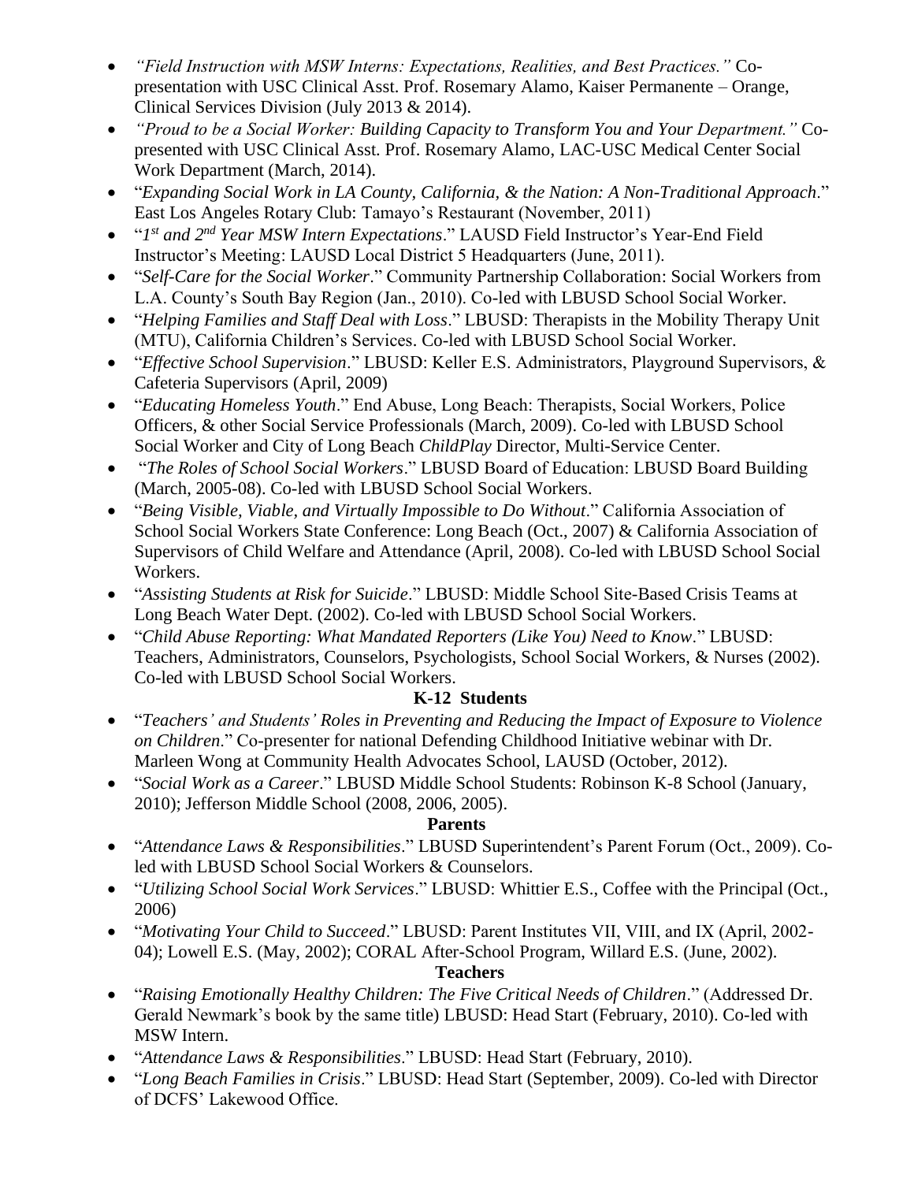- *"Field Instruction with MSW Interns: Expectations, Realities, and Best Practices."* Co-presentation with USC Clinical Asst. Prof. Rosemary Alamo, Kaiser Permanente – Orange, Clinical Services Division (July 2013 & 2014).
- *"Proud to be a Social Worker: Building Capacity to Transform You and Your Department."* Co-presented with USC Clinical Asst. Prof. Rosemary Alamo, LAC-USC Medical Center Social Work Department (March, 2014).
- "*Expanding Social Work in LA County, California, & the Nation: A Non-Traditional Approach*." East Los Angeles Rotary Club: Tamayo's Restaurant (November, 2011)
- "*1st and 2nd Year MSW Intern Expectations*." LAUSD Field Instructor's Year-End Field Instructor's Meeting: LAUSD Local District 5 Headquarters (June, 2011).
- "*Self-Care for the Social Worker*." Community Partnership Collaboration: Social Workers from L.A. County's South Bay Region (Jan., 2010). Co-led with LBUSD School Social Worker.
- "*Helping Families and Staff Deal with Loss*." LBUSD: Therapists in the Mobility Therapy Unit (MTU), California Children's Services. Co-led with LBUSD School Social Worker.
- "*Effective School Supervision*." LBUSD: Keller E.S. Administrators, Playground Supervisors, & Cafeteria Supervisors (April, 2009)
- "*Educating Homeless Youth*." End Abuse, Long Beach: Therapists, Social Workers, Police Officers, & other Social Service Professionals (March, 2009). Co-led with LBUSD School Social Worker and City of Long Beach *ChildPlay* Director, Multi-Service Center.
- "*The Roles of School Social Workers*." LBUSD Board of Education: LBUSD Board Building (March, 2005-08). Co-led with LBUSD School Social Workers.
- "*Being Visible, Viable, and Virtually Impossible to Do Without*." California Association of School Social Workers State Conference: Long Beach (Oct., 2007) & California Association of Supervisors of Child Welfare and Attendance (April, 2008). Co-led with LBUSD School Social Workers.
- "*Assisting Students at Risk for Suicide*." LBUSD: Middle School Site-Based Crisis Teams at Long Beach Water Dept. (2002). Co-led with LBUSD School Social Workers.
- "*Child Abuse Reporting: What Mandated Reporters (Like You) Need to Know*." LBUSD: Teachers, Administrators, Counselors, Psychologists, School Social Workers, & Nurses (2002). Co-led with LBUSD School Social Workers.

**K-12 Students**

- "*Teachers' and Students' Roles in Preventing and Reducing the Impact of Exposure to Violence on Children*." Co-presenter for national Defending Childhood Initiative webinar with Dr. Marleen Wong at Community Health Advocates School, LAUSD (October, 2012).
- "*Social Work as a Career*." LBUSD Middle School Students: Robinson K-8 School (January, 2010); Jefferson Middle School (2008, 2006, 2005).

**Parents**

- "*Attendance Laws & Responsibilities*." LBUSD Superintendent's Parent Forum (Oct., 2009). Co-led with LBUSD School Social Workers & Counselors.
- "*Utilizing School Social Work Services*." LBUSD: Whittier E.S., Coffee with the Principal (Oct., 2006)
- "*Motivating Your Child to Succeed*." LBUSD: Parent Institutes VII, VIII, and IX (April, 2002-04); Lowell E.S. (May, 2002); CORAL After-School Program, Willard E.S. (June, 2002).

**Teachers**

- "*Raising Emotionally Healthy Children: The Five Critical Needs of Children*." (Addressed Dr. Gerald Newmark's book by the same title) LBUSD: Head Start (February, 2010). Co-led with MSW Intern.
- "*Attendance Laws & Responsibilities*." LBUSD: Head Start (February, 2010).
- "*Long Beach Families in Crisis*." LBUSD: Head Start (September, 2009). Co-led with Director of DCFS' Lakewood Office.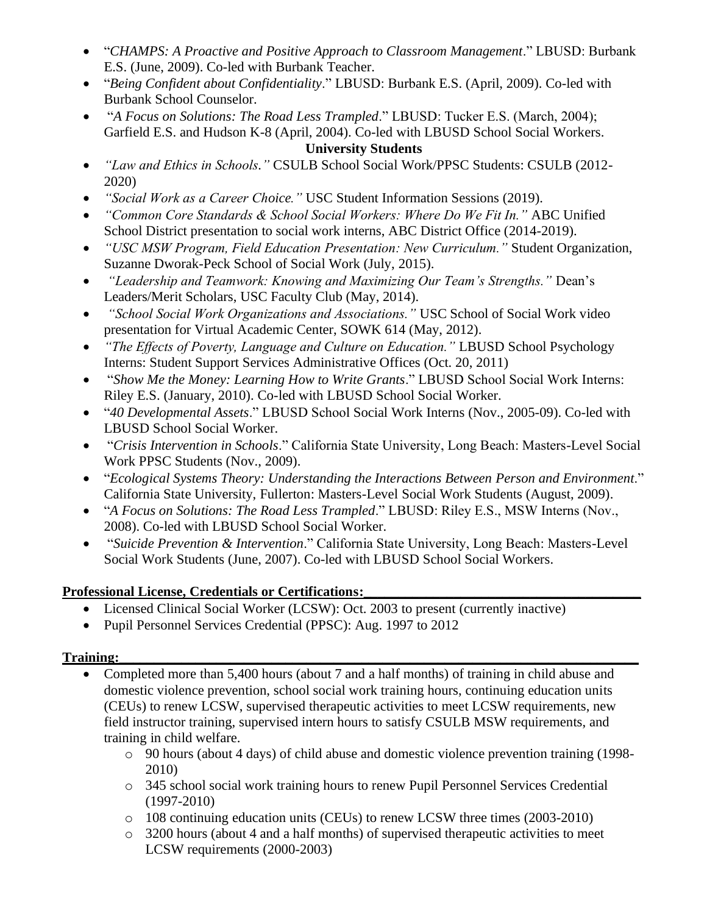- "*CHAMPS: A Proactive and Positive Approach to Classroom Management*." LBUSD: Burbank E.S. (June, 2009). Co-led with Burbank Teacher.
- "*Being Confident about Confidentiality*." LBUSD: Burbank E.S. (April, 2009). Co-led with Burbank School Counselor.
- "*A Focus on Solutions: The Road Less Trampled*." LBUSD: Tucker E.S. (March, 2004); Garfield E.S. and Hudson K-8 (April, 2004). Co-led with LBUSD School Social Workers.

**University Students**

- *"Law and Ethics in Schools."* CSULB School Social Work/PPSC Students: CSULB (2012-2020)
- *"Social Work as a Career Choice."* USC Student Information Sessions (2019).
- *"Common Core Standards & School Social Workers: Where Do We Fit In."* ABC Unified School District presentation to social work interns, ABC District Office (2014-2019).
- *"USC MSW Program, Field Education Presentation: New Curriculum."* Student Organization, Suzanne Dworak-Peck School of Social Work (July, 2015).
- *"Leadership and Teamwork: Knowing and Maximizing Our Team's Strengths."* Dean's Leaders/Merit Scholars, USC Faculty Club (May, 2014).
- *"School Social Work Organizations and Associations."* USC School of Social Work video presentation for Virtual Academic Center, SOWK 614 (May, 2012).
- *"The Effects of Poverty, Language and Culture on Education."* LBUSD School Psychology Interns: Student Support Services Administrative Offices (Oct. 20, 2011)
- "*Show Me the Money: Learning How to Write Grants*." LBUSD School Social Work Interns: Riley E.S. (January, 2010). Co-led with LBUSD School Social Worker.
- "*40 Developmental Assets*." LBUSD School Social Work Interns (Nov., 2005-09). Co-led with LBUSD School Social Worker.
- "*Crisis Intervention in Schools*." California State University, Long Beach: Masters-Level Social Work PPSC Students (Nov., 2009).
- "*Ecological Systems Theory: Understanding the Interactions Between Person and Environment*." California State University, Fullerton: Masters-Level Social Work Students (August, 2009).
- "*A Focus on Solutions: The Road Less Trampled*." LBUSD: Riley E.S., MSW Interns (Nov., 2008). Co-led with LBUSD School Social Worker.
- "*Suicide Prevention & Intervention*." California State University, Long Beach: Masters-Level Social Work Students (June, 2007). Co-led with LBUSD School Social Workers.

**Professional License, Credentials or Certifications:**

- Licensed Clinical Social Worker (LCSW): Oct. 2003 to present (currently inactive)
- Pupil Personnel Services Credential (PPSC): Aug. 1997 to 2012

**Training:**

- Completed more than 5,400 hours (about 7 and a half months) of training in child abuse and domestic violence prevention, school social work training hours, continuing education units (CEUs) to renew LCSW, supervised therapeutic activities to meet LCSW requirements, new field instructor training, supervised intern hours to satisfy CSULB MSW requirements, and training in child welfare.
    - 90 hours (about 4 days) of child abuse and domestic violence prevention training (1998-2010)
    - 345 school social work training hours to renew Pupil Personnel Services Credential (1997-2010)
    - 108 continuing education units (CEUs) to renew LCSW three times (2003-2010)
    - 3200 hours (about 4 and a half months) of supervised therapeutic activities to meet LCSW requirements (2000-2003)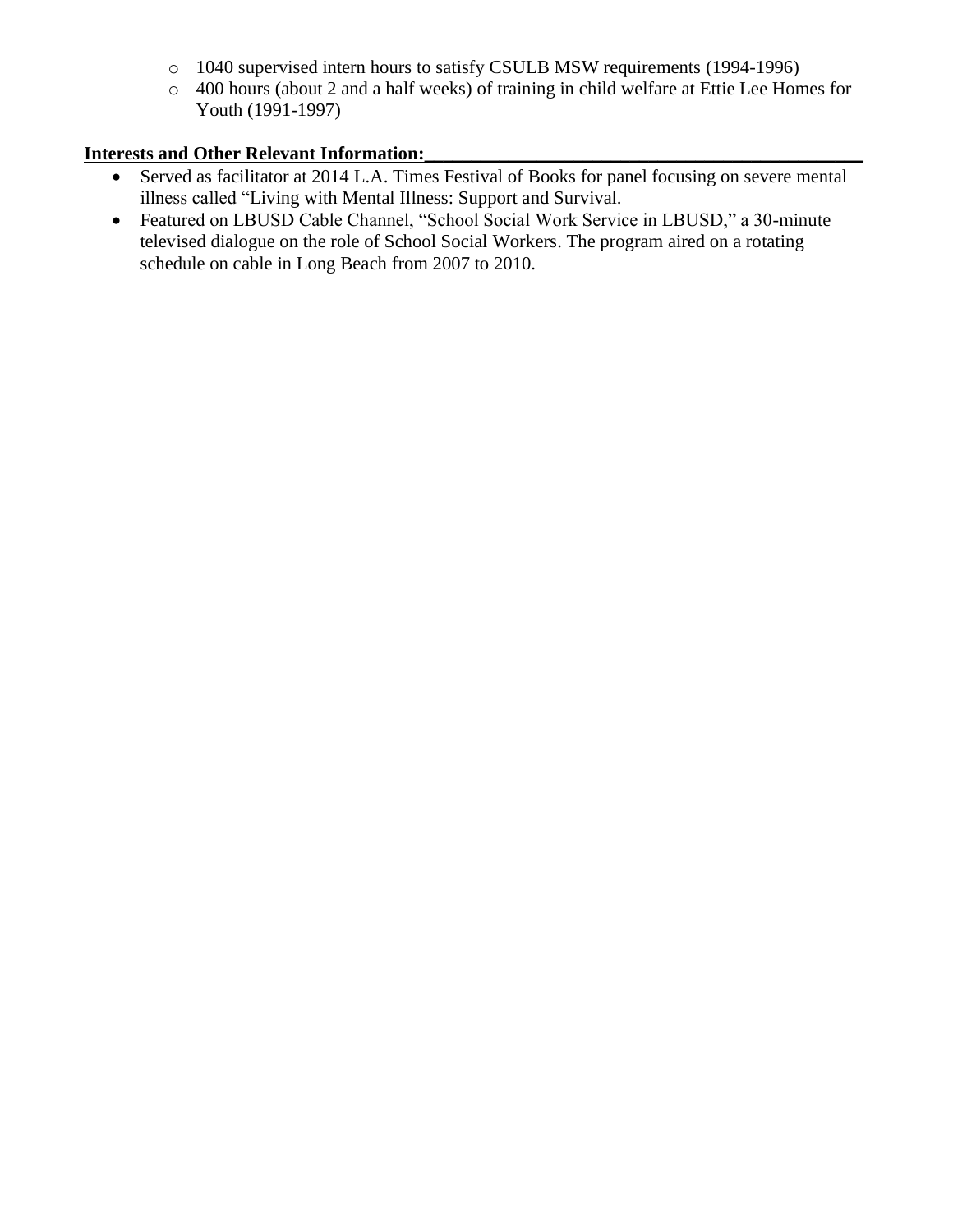- 1040 supervised intern hours to satisfy CSULB MSW requirements (1994-1996)
  - 400 hours (about 2 and a half weeks) of training in child welfare at Ettie Lee Homes for Youth (1991-1997)

**Interests and Other Relevant Information:**

- Served as facilitator at 2014 L.A. Times Festival of Books for panel focusing on severe mental illness called "Living with Mental Illness: Support and Survival.
- Featured on LBUSD Cable Channel, "School Social Work Service in LBUSD," a 30-minute televised dialogue on the role of School Social Workers. The program aired on a rotating schedule on cable in Long Beach from 2007 to 2010.